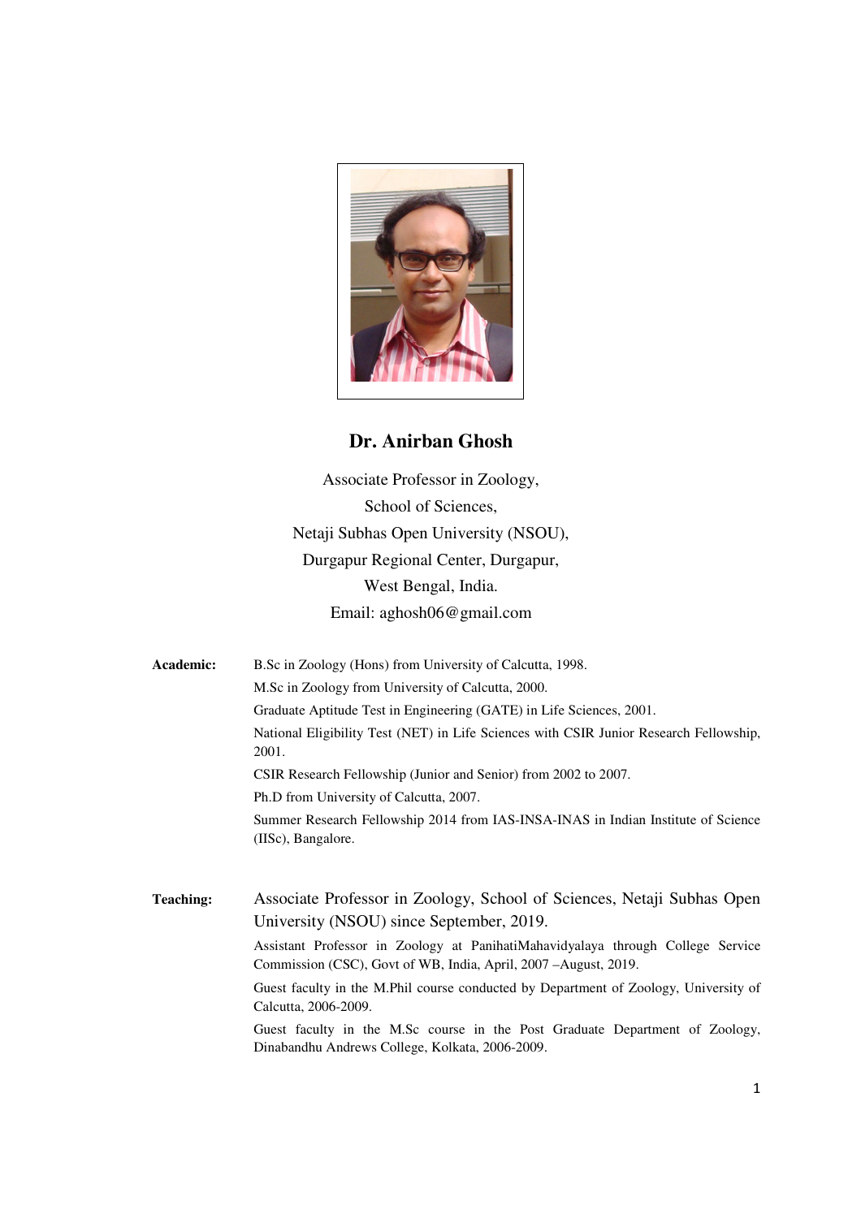# Dr. Anirban Ghosh

Associate Professor in Zoology,
School of Sciences,
Netaji Subhas Open University (NSOU),
Durgapur Regional Center, Durgapur,
West Bengal, India.
Email: aghosh06@gmail.com

**Academic:**

B.Sc in Zoology (Hons) from University of Calcutta, 1998.

M.Sc in Zoology from University of Calcutta, 2000.

Graduate Aptitude Test in Engineering (GATE) in Life Sciences, 2001.

National Eligibility Test (NET) in Life Sciences with CSIR Junior Research Fellowship, 2001.

CSIR Research Fellowship (Junior and Senior) from 2002 to 2007.

Ph.D from University of Calcutta, 2007.

Summer Research Fellowship 2014 from IAS-INSA-INAS in Indian Institute of Science (IISc), Bangalore.

**Teaching:**

Associate Professor in Zoology, School of Sciences, Netaji Subhas Open University (NSOU) since September, 2019.

Assistant Professor in Zoology at PanihatiMahavidyalaya through College Service Commission (CSC), Govt of WB, India, April, 2007 –August, 2019.

Guest faculty in the M.Phil course conducted by Department of Zoology, University of Calcutta, 2006-2009.

Guest faculty in the M.Sc course in the Post Graduate Department of Zoology, Dinabandhu Andrews College, Kolkata, 2006-2009.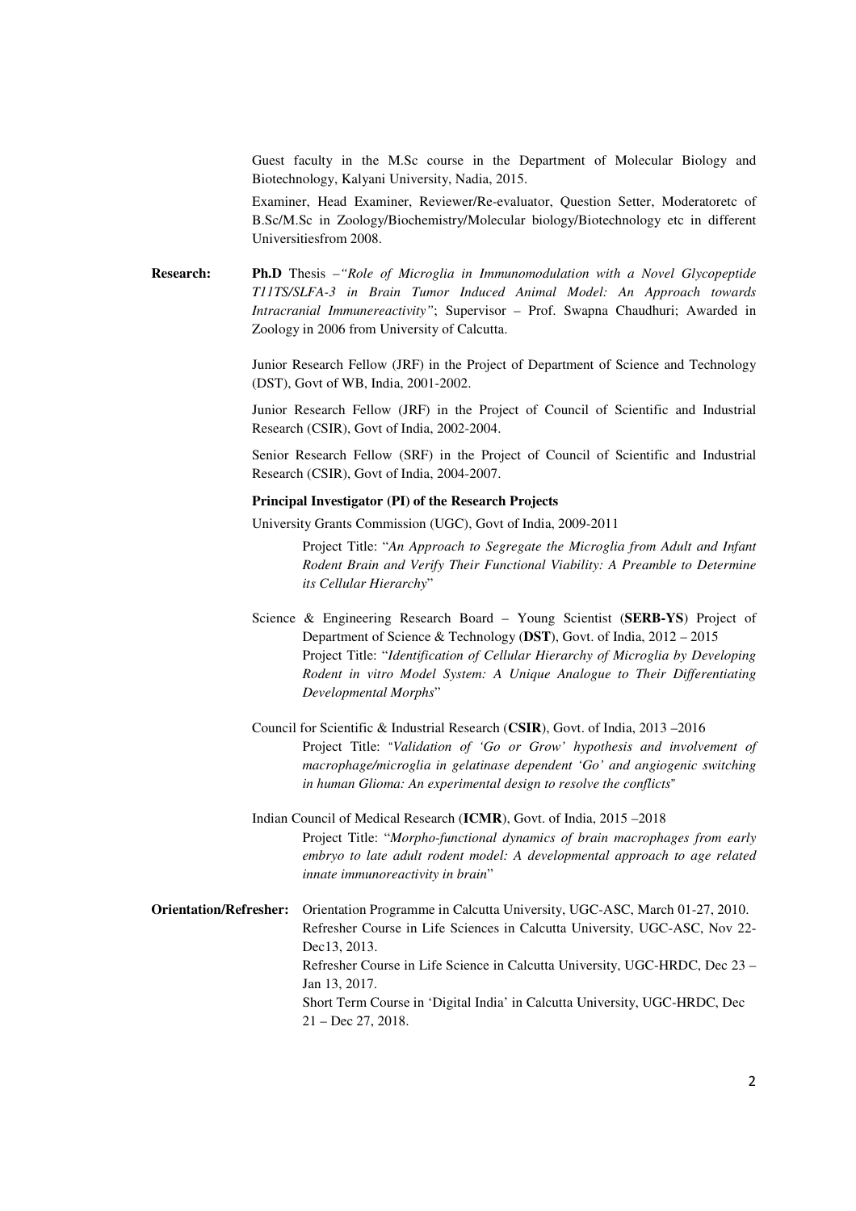Guest faculty in the M.Sc course in the Department of Molecular Biology and Biotechnology, Kalyani University, Nadia, 2015.

Examiner, Head Examiner, Reviewer/Re-evaluator, Question Setter, Moderatoretc of B.Sc/M.Sc in Zoology/Biochemistry/Molecular biology/Biotechnology etc in different Universitiesfrom 2008.

**Research:** **Ph.D** Thesis –*"Role of Microglia in Immunomodulation with a Novel Glycopeptide T11TS/SLFA-3 in Brain Tumor Induced Animal Model: An Approach towards Intracranial Immunereactivity"*; Supervisor – Prof. Swapna Chaudhuri; Awarded in Zoology in 2006 from University of Calcutta.

Junior Research Fellow (JRF) in the Project of Department of Science and Technology (DST), Govt of WB, India, 2001-2002.

Junior Research Fellow (JRF) in the Project of Council of Scientific and Industrial Research (CSIR), Govt of India, 2002-2004.

Senior Research Fellow (SRF) in the Project of Council of Scientific and Industrial Research (CSIR), Govt of India, 2004-2007.

**Principal Investigator (PI) of the Research Projects**

University Grants Commission (UGC), Govt of India, 2009-2011

Project Title: "*An Approach to Segregate the Microglia from Adult and Infant Rodent Brain and Verify Their Functional Viability: A Preamble to Determine its Cellular Hierarchy*"

Science & Engineering Research Board – Young Scientist (**SERB-YS**) Project of Department of Science & Technology (**DST**), Govt. of India, 2012 – 2015

Project Title: "*Identification of Cellular Hierarchy of Microglia by Developing Rodent in vitro Model System: A Unique Analogue to Their Differentiating Developmental Morphs*"

Council for Scientific & Industrial Research (**CSIR**), Govt. of India, 2013 –2016

Project Title: "*Validation of 'Go or Grow' hypothesis and involvement of macrophage/microglia in gelatinase dependent 'Go' and angiogenic switching in human Glioma: An experimental design to resolve the conflicts*"

Indian Council of Medical Research (**ICMR**), Govt. of India, 2015 –2018

Project Title: "*Morpho-functional dynamics of brain macrophages from early embryo to late adult rodent model: A developmental approach to age related innate immunoreactivity in brain*"

**Orientation/Refresher:** Orientation Programme in Calcutta University, UGC-ASC, March 01-27, 2010.

Refresher Course in Life Sciences in Calcutta University, UGC-ASC, Nov 22-Dec13, 2013.

Refresher Course in Life Science in Calcutta University, UGC-HRDC, Dec 23 – Jan 13, 2017.

Short Term Course in 'Digital India' in Calcutta University, UGC-HRDC, Dec 21 – Dec 27, 2018.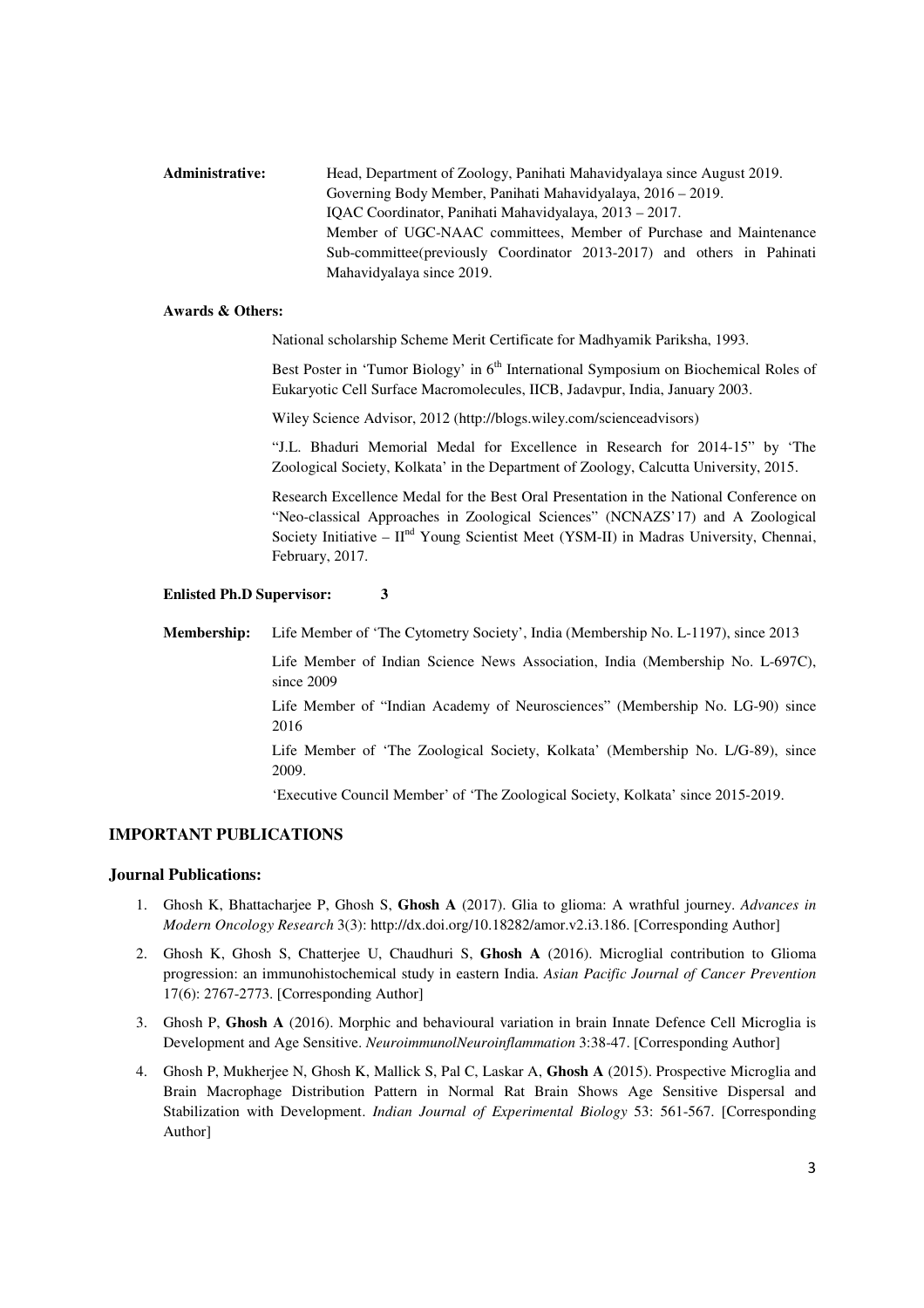**Administrative:** Head, Department of Zoology, Panihati Mahavidyalaya since August 2019.
Governing Body Member, Panihati Mahavidyalaya, 2016 – 2019.
IQAC Coordinator, Panihati Mahavidyalaya, 2013 – 2017.
Member of UGC-NAAC committees, Member of Purchase and Maintenance Sub-committee(previously Coordinator 2013-2017) and others in Pahinati Mahavidyalaya since 2019.

**Awards & Others:**

National scholarship Scheme Merit Certificate for Madhyamik Pariksha, 1993.

Best Poster in 'Tumor Biology' in 6th International Symposium on Biochemical Roles of Eukaryotic Cell Surface Macromolecules, IICB, Jadavpur, India, January 2003.

Wiley Science Advisor, 2012 (http://blogs.wiley.com/scienceadvisors)

"J.L. Bhaduri Memorial Medal for Excellence in Research for 2014-15" by 'The Zoological Society, Kolkata' in the Department of Zoology, Calcutta University, 2015.

Research Excellence Medal for the Best Oral Presentation in the National Conference on "Neo-classical Approaches in Zoological Sciences" (NCNAZS'17) and A Zoological Society Initiative – IInd Young Scientist Meet (YSM-II) in Madras University, Chennai, February, 2017.

**Enlisted Ph.D Supervisor:** **3**

**Membership:** Life Member of 'The Cytometry Society', India (Membership No. L-1197), since 2013

Life Member of Indian Science News Association, India (Membership No. L-697C), since 2009

Life Member of "Indian Academy of Neurosciences" (Membership No. LG-90) since 2016

Life Member of 'The Zoological Society, Kolkata' (Membership No. L/G-89), since 2009.

'Executive Council Member' of 'The Zoological Society, Kolkata' since 2015-2019.

## IMPORTANT PUBLICATIONS

### Journal Publications:

1. Ghosh K, Bhattacharjee P, Ghosh S, **Ghosh A** (2017). Glia to glioma: A wrathful journey. *Advances in Modern Oncology Research* 3(3): http://dx.doi.org/10.18282/amor.v2.i3.186. [Corresponding Author]
2. Ghosh K, Ghosh S, Chatterjee U, Chaudhuri S, **Ghosh A** (2016). Microglial contribution to Glioma progression: an immunohistochemical study in eastern India. *Asian Pacific Journal of Cancer Prevention* 17(6): 2767-2773. [Corresponding Author]
3. Ghosh P, **Ghosh A** (2016). Morphic and behavioural variation in brain Innate Defence Cell Microglia is Development and Age Sensitive. *NeuroimmunolNeuroinflammation* 3:38-47. [Corresponding Author]
4. Ghosh P, Mukherjee N, Ghosh K, Mallick S, Pal C, Laskar A, **Ghosh A** (2015). Prospective Microglia and Brain Macrophage Distribution Pattern in Normal Rat Brain Shows Age Sensitive Dispersal and Stabilization with Development. *Indian Journal of Experimental Biology* 53: 561-567. [Corresponding Author]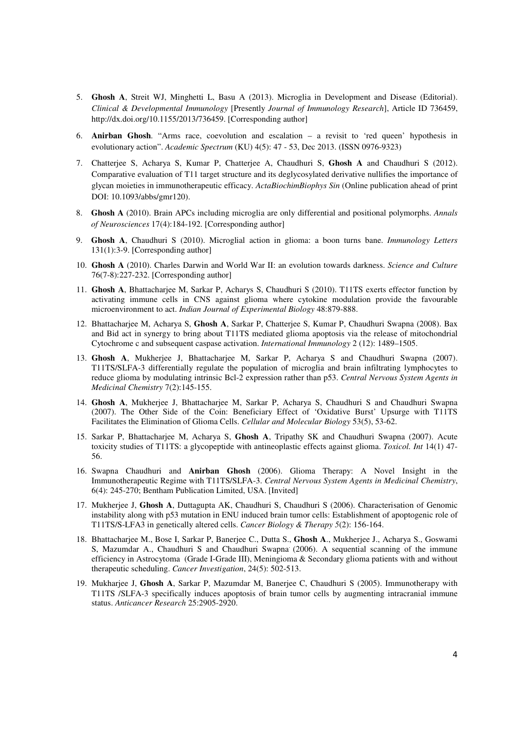5. **Ghosh A**, Streit WJ, Minghetti L, Basu A (2013). Microglia in Development and Disease (Editorial). *Clinical & Developmental Immunology* [Presently *Journal of Immunology Research*], Article ID 736459, http://dx.doi.org/10.1155/2013/736459. [Corresponding author]

6. **Anirban Ghosh**. "Arms race, coevolution and escalation – a revisit to 'red queen' hypothesis in evolutionary action". *Academic Spectrum* (KU) 4(5): 47 - 53, Dec 2013. (ISSN 0976-9323)

7. Chatterjee S, Acharya S, Kumar P, Chatterjee A, Chaudhuri S, **Ghosh A** and Chaudhuri S (2012). Comparative evaluation of T11 target structure and its deglycosylated derivative nullifies the importance of glycan moieties in immunotherapeutic efficacy. *ActaBiochimBiophys Sin* (Online publication ahead of print DOI: 10.1093/abbs/gmr120).

8. **Ghosh A** (2010). Brain APCs including microglia are only differential and positional polymorphs. *Annals of Neurosciences* 17(4):184-192. [Corresponding author]

9. **Ghosh A**, Chaudhuri S (2010). Microglial action in glioma: a boon turns bane. *Immunology Letters* 131(1):3-9. [Corresponding author]

10. **Ghosh A** (2010). Charles Darwin and World War II: an evolution towards darkness. *Science and Culture* 76(7-8):227-232. [Corresponding author]

11. **Ghosh A**, Bhattacharjee M, Sarkar P, Acharys S, Chaudhuri S (2010). T11TS exerts effector function by activating immune cells in CNS against glioma where cytokine modulation provide the favourable microenvironment to act. *Indian Journal of Experimental Biology* 48:879-888.

12. Bhattacharjee M, Acharya S, **Ghosh A**, Sarkar P, Chatterjee S, Kumar P, Chaudhuri Swapna (2008). Bax and Bid act in synergy to bring about T11TS mediated glioma apoptosis via the release of mitochondrial Cytochrome c and subsequent caspase activation. *International Immunology* 2 (12): 1489–1505.

13. **Ghosh A**, Mukherjee J, Bhattacharjee M, Sarkar P, Acharya S and Chaudhuri Swapna (2007). T11TS/SLFA-3 differentially regulate the population of microglia and brain infiltrating lymphocytes to reduce glioma by modulating intrinsic Bcl-2 expression rather than p53. *Central Nervous System Agents in Medicinal Chemistry* 7(2):145-155.

14. **Ghosh A**, Mukherjee J, Bhattacharjee M, Sarkar P, Acharya S, Chaudhuri S and Chaudhuri Swapna (2007). The Other Side of the Coin: Beneficiary Effect of 'Oxidative Burst' Upsurge with T11TS Facilitates the Elimination of Glioma Cells. *Cellular and Molecular Biology* 53(5), 53-62.

15. Sarkar P, Bhattacharjee M, Acharya S, **Ghosh A**, Tripathy SK and Chaudhuri Swapna (2007). Acute toxicity studies of T11TS: a glycopeptide with antineoplastic effects against glioma. *Toxicol. Int* 14(1) 47-56.

16. Swapna Chaudhuri and **Anirban Ghosh** (2006). Glioma Therapy: A Novel Insight in the Immunotherapeutic Regime with T11TS/SLFA-3. *Central Nervous System Agents in Medicinal Chemistry*, 6(4): 245-270; Bentham Publication Limited, USA. [Invited]

17. Mukherjee J, **Ghosh A**, Duttagupta AK, Chaudhuri S, Chaudhuri S (2006). Characterisation of Genomic instability along with p53 mutation in ENU induced brain tumor cells: Establishment of apoptogenic role of T11TS/S-LFA3 in genetically altered cells. *Cancer Biology & Therapy 5*(2): 156-164.

18. Bhattacharjee M., Bose I, Sarkar P, Banerjee C., Dutta S., **Ghosh A**., Mukherjee J., Acharya S., Goswami S, Mazumdar A., Chaudhuri S and Chaudhuri Swapna (2006). A sequential scanning of the immune efficiency in Astrocytoma (Grade I-Grade III), Meningioma & Secondary glioma patients with and without therapeutic scheduling. *Cancer Investigation*, 24(5): 502-513.

19. Mukharjee J, **Ghosh A**, Sarkar P, Mazumdar M, Banerjee C, Chaudhuri S (2005). Immunotherapy with T11TS /SLFA-3 specifically induces apoptosis of brain tumor cells by augmenting intracranial immune status. *Anticancer Research* 25:2905-2920.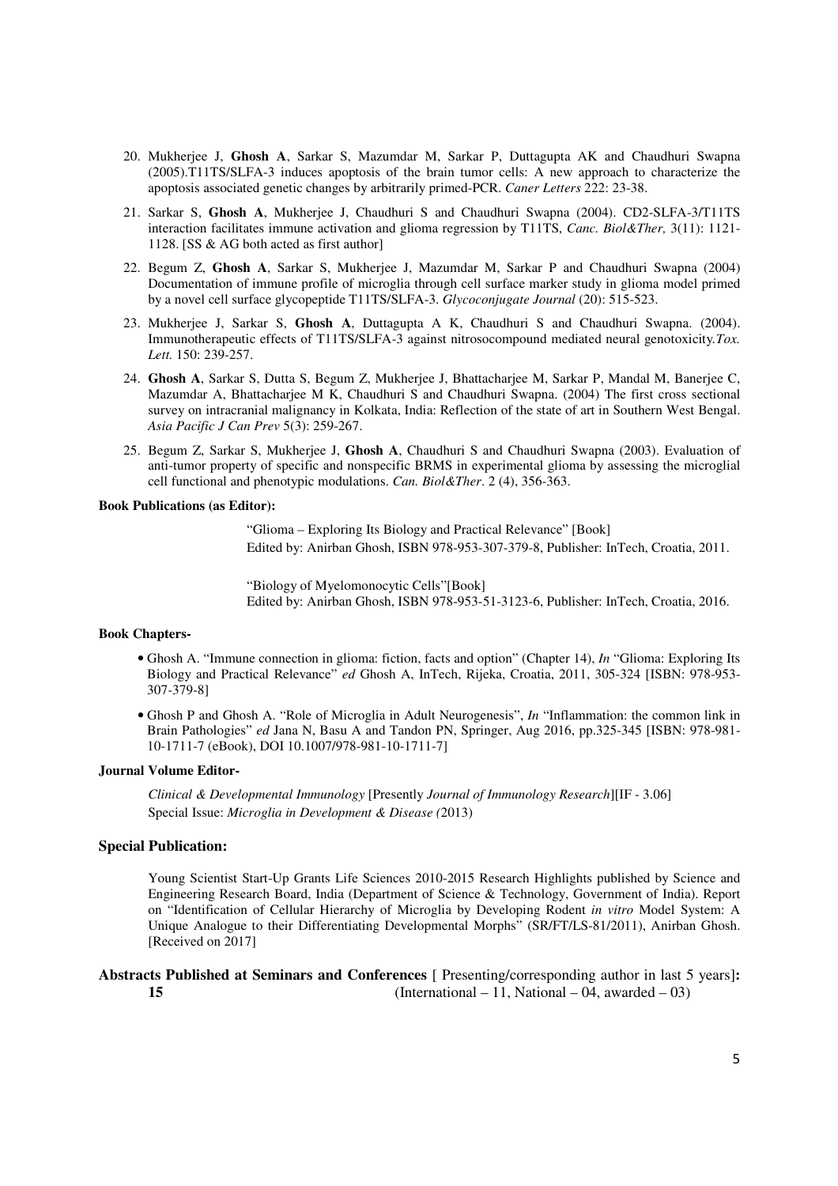20. Mukherjee J, **Ghosh A**, Sarkar S, Mazumdar M, Sarkar P, Duttagupta AK and Chaudhuri Swapna (2005).T11TS/SLFA-3 induces apoptosis of the brain tumor cells: A new approach to characterize the apoptosis associated genetic changes by arbitrarily primed-PCR. *Caner Letters* 222: 23-38.

21. Sarkar S, **Ghosh A**, Mukherjee J, Chaudhuri S and Chaudhuri Swapna (2004). CD2-SLFA-3/T11TS interaction facilitates immune activation and glioma regression by T11TS, *Canc. Biol&Ther,* 3(11): 1121-1128. [SS & AG both acted as first author]

22. Begum Z, **Ghosh A**, Sarkar S, Mukherjee J, Mazumdar M, Sarkar P and Chaudhuri Swapna (2004) Documentation of immune profile of microglia through cell surface marker study in glioma model primed by a novel cell surface glycopeptide T11TS/SLFA-3. *Glycoconjugate Journal* (20): 515-523.

23. Mukherjee J, Sarkar S, **Ghosh A**, Duttagupta A K, Chaudhuri S and Chaudhuri Swapna. (2004). Immunotherapeutic effects of T11TS/SLFA-3 against nitrosocompound mediated neural genotoxicity.*Tox. Lett.* 150: 239-257.

24. **Ghosh A**, Sarkar S, Dutta S, Begum Z, Mukherjee J, Bhattacharjee M, Sarkar P, Mandal M, Banerjee C, Mazumdar A, Bhattacharjee M K, Chaudhuri S and Chaudhuri Swapna. (2004) The first cross sectional survey on intracranial malignancy in Kolkata, India: Reflection of the state of art in Southern West Bengal. *Asia Pacific J Can Prev* 5(3): 259-267.

25. Begum Z, Sarkar S, Mukherjee J, **Ghosh A**, Chaudhuri S and Chaudhuri Swapna (2003). Evaluation of anti-tumor property of specific and nonspecific BRMS in experimental glioma by assessing the microglial cell functional and phenotypic modulations. *Can. Biol&Ther*. 2 (4), 356-363.

**Book Publications (as Editor):**

"Glioma – Exploring Its Biology and Practical Relevance" [Book]
Edited by: Anirban Ghosh, ISBN 978-953-307-379-8, Publisher: InTech, Croatia, 2011.

"Biology of Myelomonocytic Cells"[Book]
Edited by: Anirban Ghosh, ISBN 978-953-51-3123-6, Publisher: InTech, Croatia, 2016.

**Book Chapters-**

- Ghosh A. "Immune connection in glioma: fiction, facts and option" (Chapter 14), *In* "Glioma: Exploring Its Biology and Practical Relevance" *ed* Ghosh A, InTech, Rijeka, Croatia, 2011, 305-324 [ISBN: 978-953-307-379-8]
- Ghosh P and Ghosh A. "Role of Microglia in Adult Neurogenesis", *In* "Inflammation: the common link in Brain Pathologies" *ed* Jana N, Basu A and Tandon PN, Springer, Aug 2016, pp.325-345 [ISBN: 978-981-10-1711-7 (eBook), DOI 10.1007/978-981-10-1711-7]

**Journal Volume Editor-**

*Clinical & Developmental Immunology* [Presently *Journal of Immunology Research*][IF - 3.06]
Special Issue: *Microglia in Development & Disease (*2013)

**Special Publication:**

Young Scientist Start-Up Grants Life Sciences 2010-2015 Research Highlights published by Science and Engineering Research Board, India (Department of Science & Technology, Government of India). Report on "Identification of Cellular Hierarchy of Microglia by Developing Rodent *in vitro* Model System: A Unique Analogue to their Differentiating Developmental Morphs" (SR/FT/LS-81/2011), Anirban Ghosh. [Received on 2017]

**Abstracts Published at Seminars and Conferences** [ Presenting/corresponding author in last 5 years]**: 15** (International – 11, National – 04, awarded – 03)